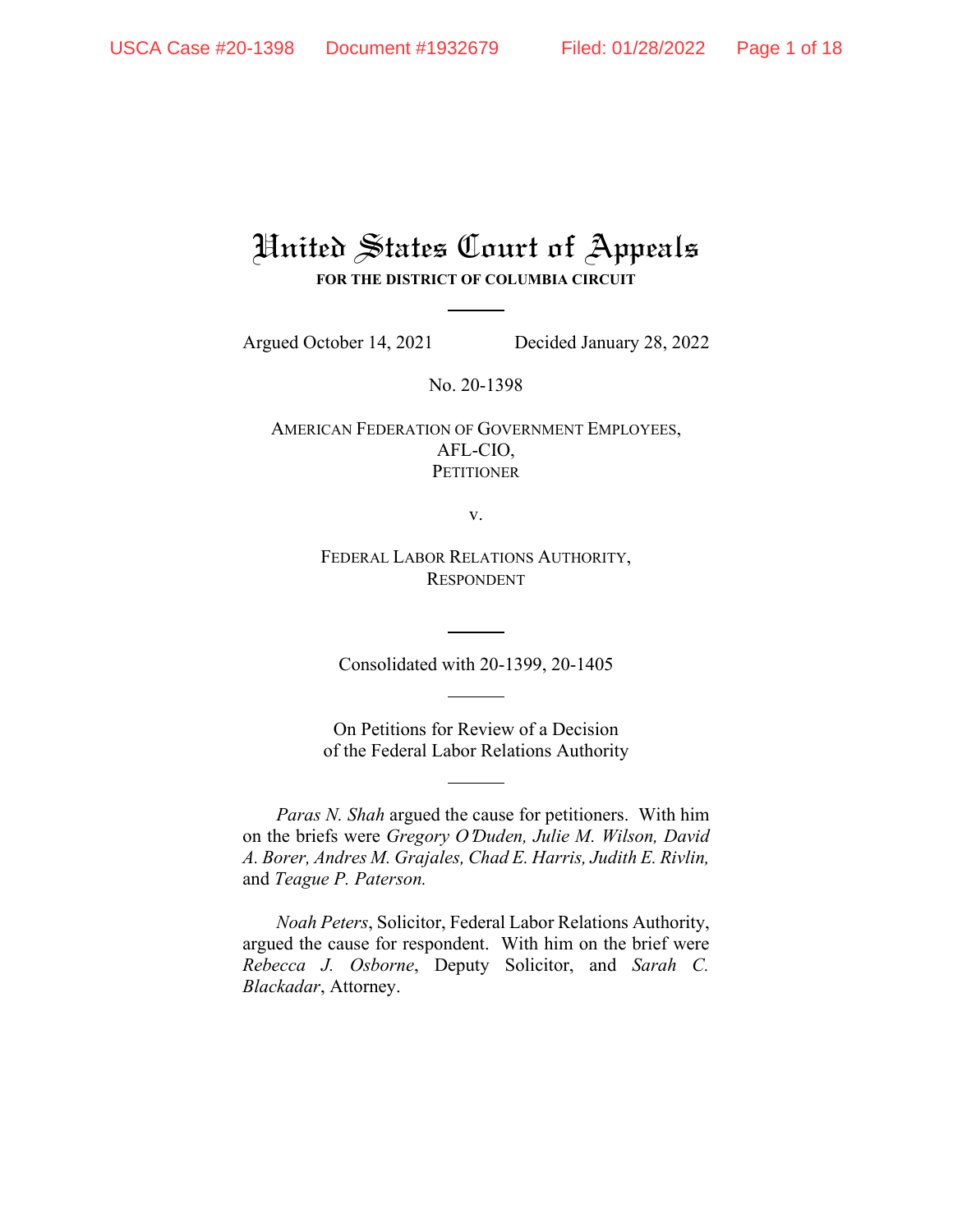# United States Court of Appeals

**FOR THE DISTRICT OF COLUMBIA CIRCUIT**

Argued October 14, 2021 Decided January 28, 2022

No. 20-1398

AMERICAN FEDERATION OF GOVERNMENT EMPLOYEES, AFL-CIO,
PETITIONER

v.

FEDERAL LABOR RELATIONS AUTHORITY,
RESPONDENT

Consolidated with 20-1399, 20-1405

On Petitions for Review of a Decision
of the Federal Labor Relations Authority

*Paras N. Shah* argued the cause for petitioners. With him on the briefs were *Gregory O'Duden, Julie M. Wilson, David A. Borer, Andres M. Grajales, Chad E. Harris, Judith E. Rivlin,* and *Teague P. Paterson.*

*Noah Peters*, Solicitor, Federal Labor Relations Authority, argued the cause for respondent. With him on the brief were *Rebecca J. Osborne*, Deputy Solicitor, and *Sarah C. Blackadar*, Attorney.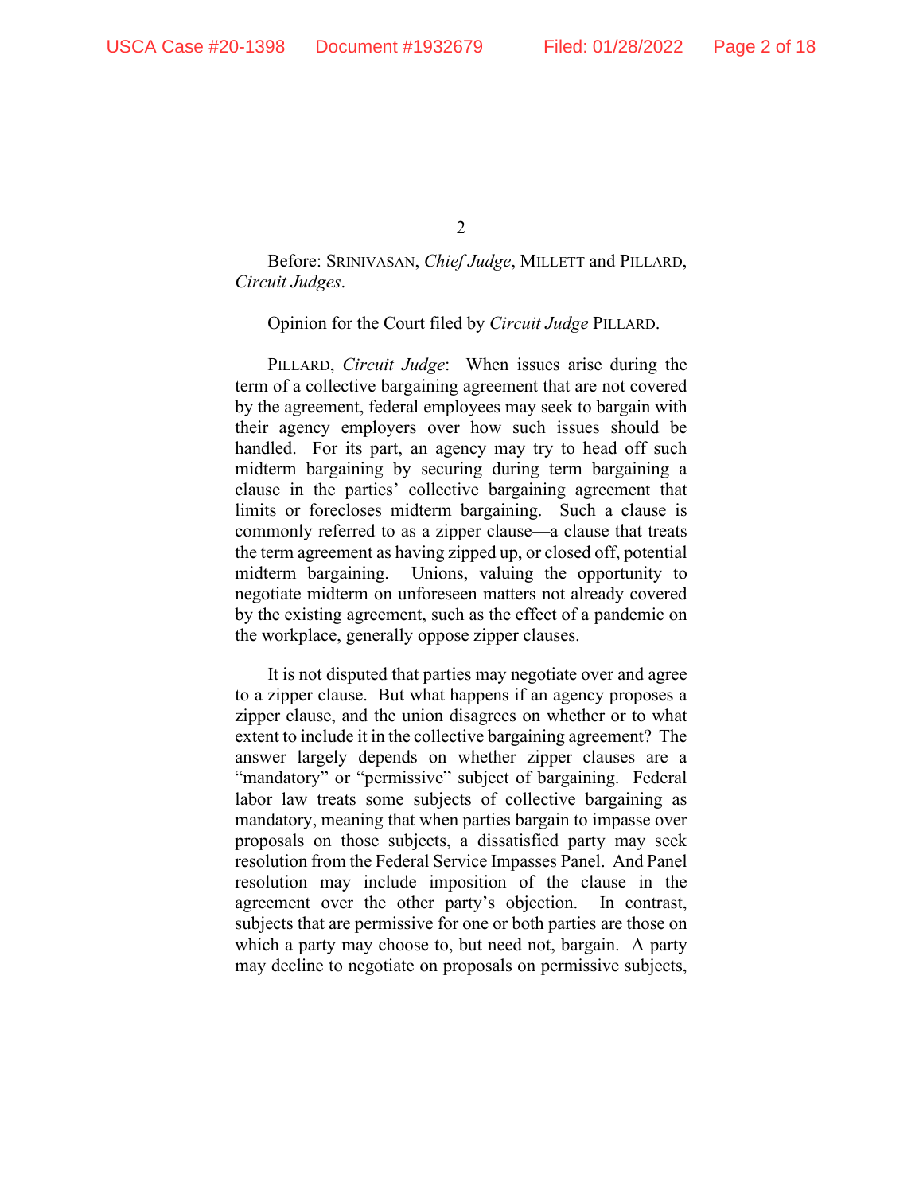Before: SRINIVASAN, *Chief Judge*, MILLETT and PILLARD, *Circuit Judges*.

Opinion for the Court filed by *Circuit Judge* PILLARD.

PILLARD, *Circuit Judge*: When issues arise during the term of a collective bargaining agreement that are not covered by the agreement, federal employees may seek to bargain with their agency employers over how such issues should be handled. For its part, an agency may try to head off such midterm bargaining by securing during term bargaining a clause in the parties' collective bargaining agreement that limits or forecloses midterm bargaining. Such a clause is commonly referred to as a zipper clause—a clause that treats the term agreement as having zipped up, or closed off, potential midterm bargaining. Unions, valuing the opportunity to negotiate midterm on unforeseen matters not already covered by the existing agreement, such as the effect of a pandemic on the workplace, generally oppose zipper clauses.

It is not disputed that parties may negotiate over and agree to a zipper clause. But what happens if an agency proposes a zipper clause, and the union disagrees on whether or to what extent to include it in the collective bargaining agreement? The answer largely depends on whether zipper clauses are a "mandatory" or "permissive" subject of bargaining. Federal labor law treats some subjects of collective bargaining as mandatory, meaning that when parties bargain to impasse over proposals on those subjects, a dissatisfied party may seek resolution from the Federal Service Impasses Panel. And Panel resolution may include imposition of the clause in the agreement over the other party's objection. In contrast, subjects that are permissive for one or both parties are those on which a party may choose to, but need not, bargain. A party may decline to negotiate on proposals on permissive subjects,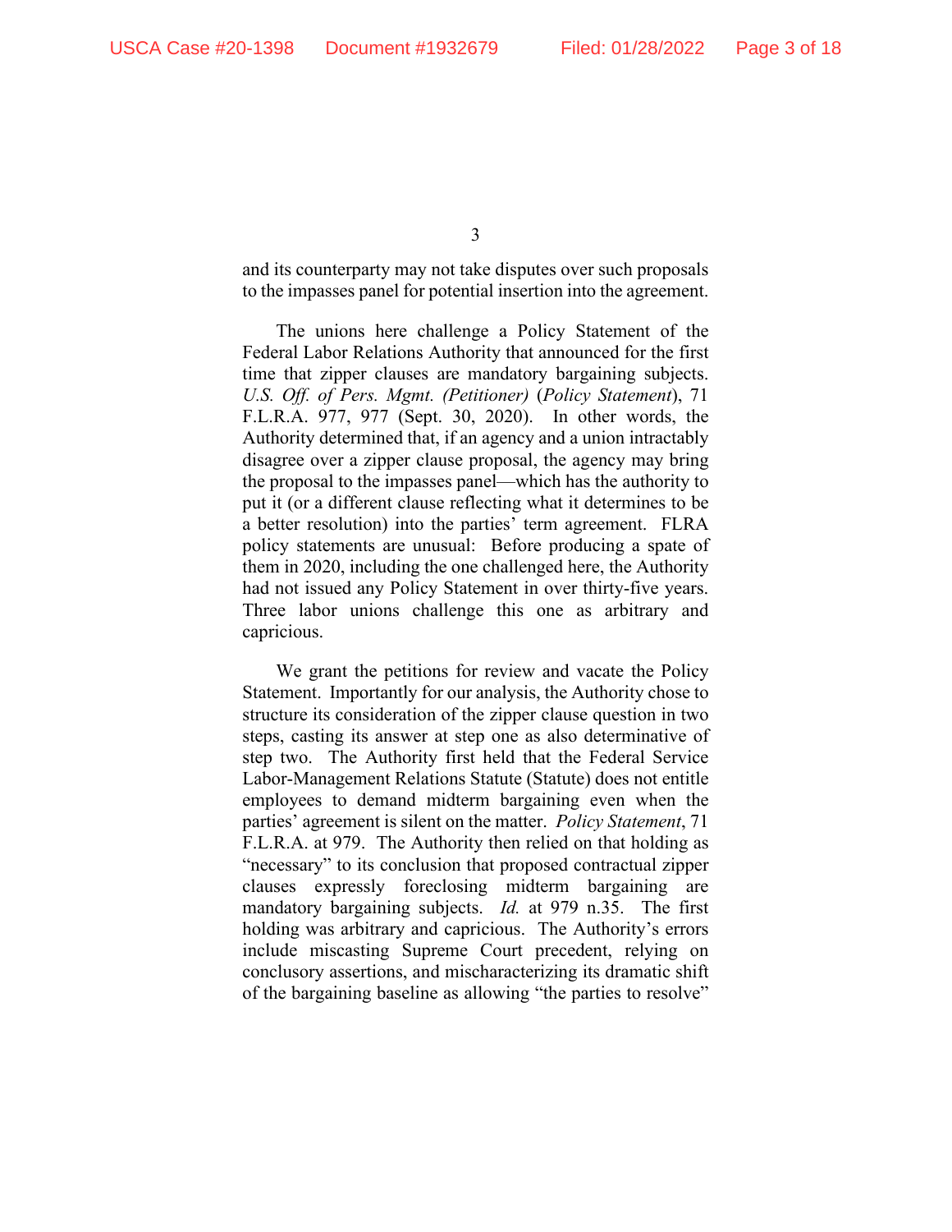and its counterparty may not take disputes over such proposals to the impasses panel for potential insertion into the agreement.

The unions here challenge a Policy Statement of the Federal Labor Relations Authority that announced for the first time that zipper clauses are mandatory bargaining subjects. *U.S. Off. of Pers. Mgmt. (Petitioner)* (*Policy Statement*), 71 F.L.R.A. 977, 977 (Sept. 30, 2020). In other words, the Authority determined that, if an agency and a union intractably disagree over a zipper clause proposal, the agency may bring the proposal to the impasses panel—which has the authority to put it (or a different clause reflecting what it determines to be a better resolution) into the parties' term agreement. FLRA policy statements are unusual: Before producing a spate of them in 2020, including the one challenged here, the Authority had not issued any Policy Statement in over thirty-five years. Three labor unions challenge this one as arbitrary and capricious.

We grant the petitions for review and vacate the Policy Statement. Importantly for our analysis, the Authority chose to structure its consideration of the zipper clause question in two steps, casting its answer at step one as also determinative of step two. The Authority first held that the Federal Service Labor-Management Relations Statute (Statute) does not entitle employees to demand midterm bargaining even when the parties' agreement is silent on the matter. *Policy Statement*, 71 F.L.R.A. at 979. The Authority then relied on that holding as "necessary" to its conclusion that proposed contractual zipper clauses expressly foreclosing midterm bargaining are mandatory bargaining subjects. *Id.* at 979 n.35. The first holding was arbitrary and capricious. The Authority's errors include miscasting Supreme Court precedent, relying on conclusory assertions, and mischaracterizing its dramatic shift of the bargaining baseline as allowing "the parties to resolve"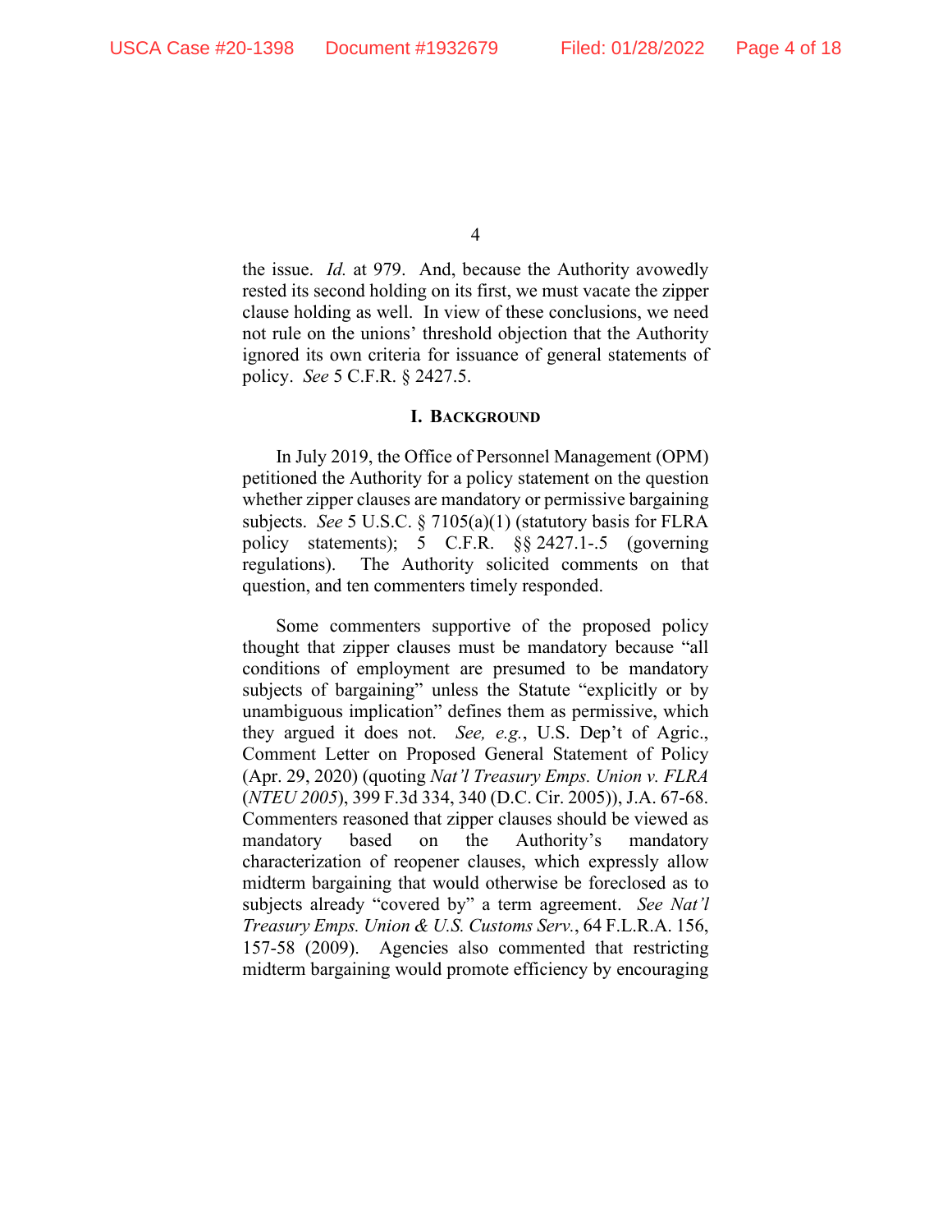the issue. *Id.* at 979. And, because the Authority avowedly rested its second holding on its first, we must vacate the zipper clause holding as well. In view of these conclusions, we need not rule on the unions' threshold objection that the Authority ignored its own criteria for issuance of general statements of policy. *See* 5 C.F.R. § 2427.5.

## I. Background

In July 2019, the Office of Personnel Management (OPM) petitioned the Authority for a policy statement on the question whether zipper clauses are mandatory or permissive bargaining subjects. *See* 5 U.S.C. § 7105(a)(1) (statutory basis for FLRA policy statements); 5 C.F.R. §§ 2427.1-.5 (governing regulations). The Authority solicited comments on that question, and ten commenters timely responded.

Some commenters supportive of the proposed policy thought that zipper clauses must be mandatory because "all conditions of employment are presumed to be mandatory subjects of bargaining" unless the Statute "explicitly or by unambiguous implication" defines them as permissive, which they argued it does not. *See, e.g.*, U.S. Dep't of Agric., Comment Letter on Proposed General Statement of Policy (Apr. 29, 2020) (quoting *Nat'l Treasury Emps. Union v. FLRA* (*NTEU 2005*), 399 F.3d 334, 340 (D.C. Cir. 2005)), J.A. 67-68. Commenters reasoned that zipper clauses should be viewed as mandatory based on the Authority's mandatory characterization of reopener clauses, which expressly allow midterm bargaining that would otherwise be foreclosed as to subjects already "covered by" a term agreement. *See Nat'l Treasury Emps. Union & U.S. Customs Serv.*, 64 F.L.R.A. 156, 157-58 (2009). Agencies also commented that restricting midterm bargaining would promote efficiency by encouraging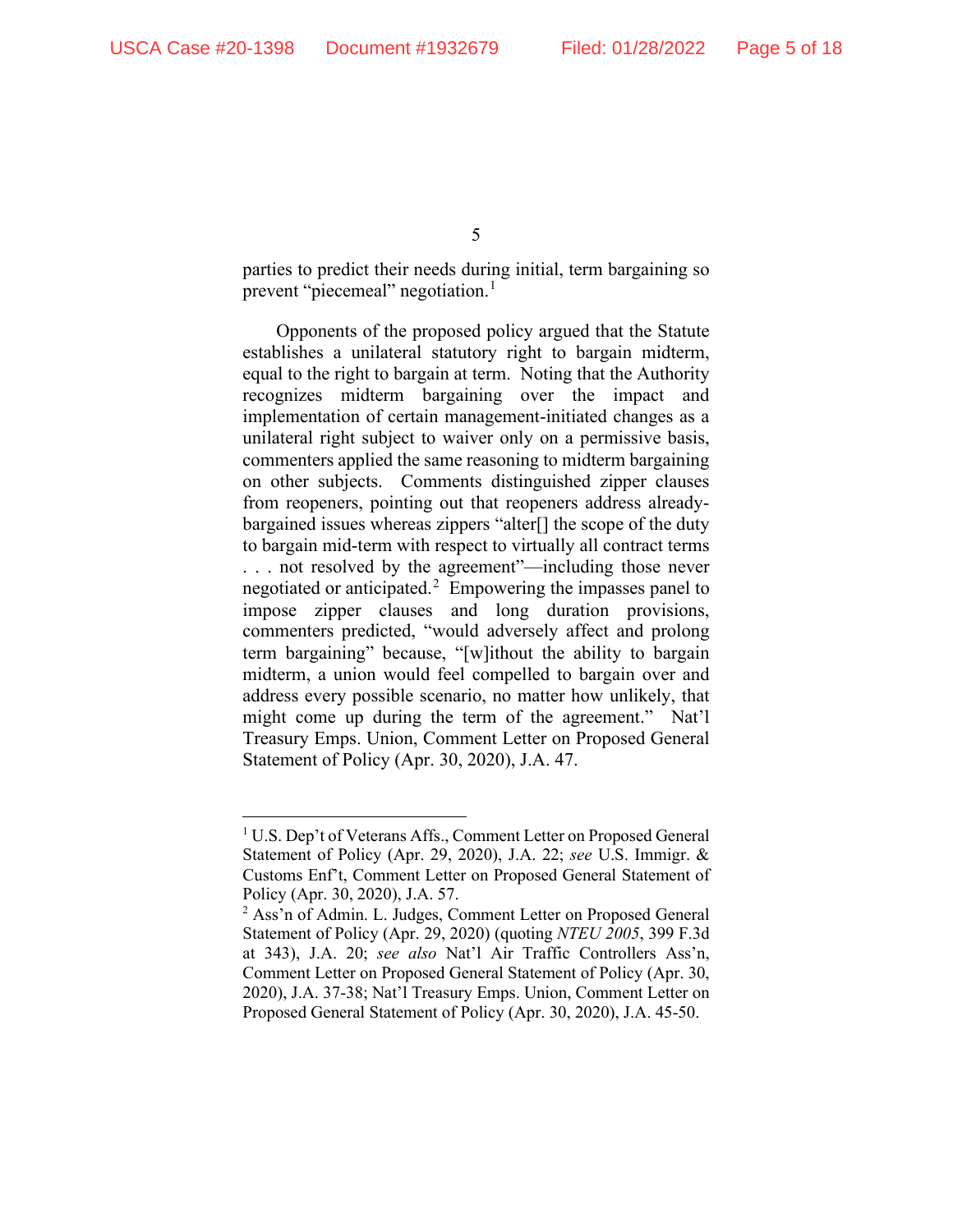parties to predict their needs during initial, term bargaining so prevent "piecemeal" negotiation.[1]

Opponents of the proposed policy argued that the Statute establishes a unilateral statutory right to bargain midterm, equal to the right to bargain at term. Noting that the Authority recognizes midterm bargaining over the impact and implementation of certain management-initiated changes as a unilateral right subject to waiver only on a permissive basis, commenters applied the same reasoning to midterm bargaining on other subjects. Comments distinguished zipper clauses from reopeners, pointing out that reopeners address already-bargained issues whereas zippers "alter[] the scope of the duty to bargain mid-term with respect to virtually all contract terms . . . not resolved by the agreement"—including those never negotiated or anticipated.[2] Empowering the impasses panel to impose zipper clauses and long duration provisions, commenters predicted, "would adversely affect and prolong term bargaining" because, "[w]ithout the ability to bargain midterm, a union would feel compelled to bargain over and address every possible scenario, no matter how unlikely, that might come up during the term of the agreement." Nat'l Treasury Emps. Union, Comment Letter on Proposed General Statement of Policy (Apr. 30, 2020), J.A. 47.

---

[1] U.S. Dep't of Veterans Affs., Comment Letter on Proposed General Statement of Policy (Apr. 29, 2020), J.A. 22; *see* U.S. Immigr. & Customs Enf't, Comment Letter on Proposed General Statement of Policy (Apr. 30, 2020), J.A. 57.

[2] Ass'n of Admin. L. Judges, Comment Letter on Proposed General Statement of Policy (Apr. 29, 2020) (quoting *NTEU 2005*, 399 F.3d at 343), J.A. 20; *see also* Nat'l Air Traffic Controllers Ass'n, Comment Letter on Proposed General Statement of Policy (Apr. 30, 2020), J.A. 37-38; Nat'l Treasury Emps. Union, Comment Letter on Proposed General Statement of Policy (Apr. 30, 2020), J.A. 45-50.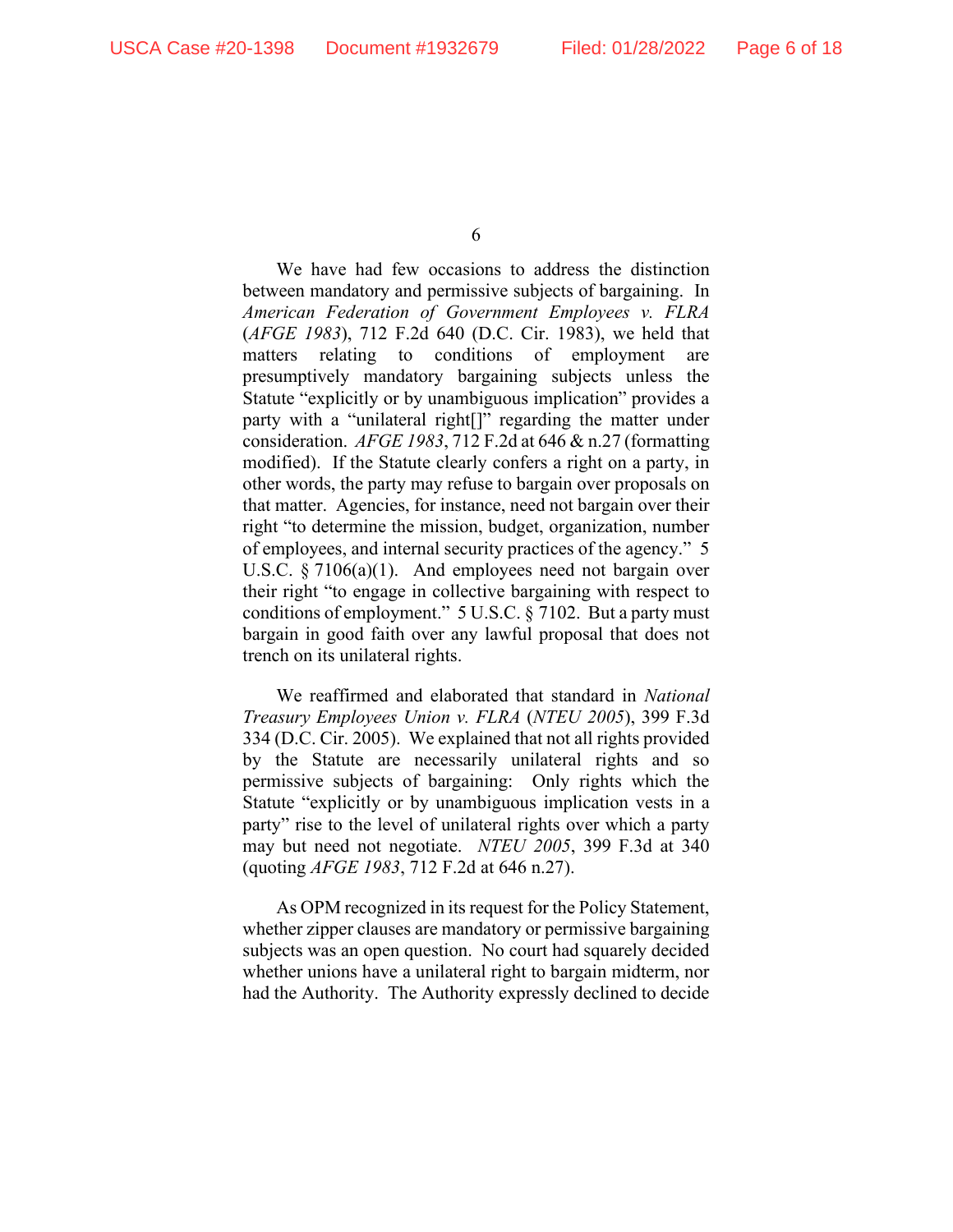We have had few occasions to address the distinction between mandatory and permissive subjects of bargaining. In *American Federation of Government Employees v. FLRA* (*AFGE 1983*), 712 F.2d 640 (D.C. Cir. 1983), we held that matters relating to conditions of employment are presumptively mandatory bargaining subjects unless the Statute "explicitly or by unambiguous implication" provides a party with a "unilateral right[]" regarding the matter under consideration. *AFGE 1983*, 712 F.2d at 646 & n.27 (formatting modified). If the Statute clearly confers a right on a party, in other words, the party may refuse to bargain over proposals on that matter. Agencies, for instance, need not bargain over their right "to determine the mission, budget, organization, number of employees, and internal security practices of the agency." 5 U.S.C. § 7106(a)(1). And employees need not bargain over their right "to engage in collective bargaining with respect to conditions of employment." 5 U.S.C. § 7102. But a party must bargain in good faith over any lawful proposal that does not trench on its unilateral rights.

We reaffirmed and elaborated that standard in *National Treasury Employees Union v. FLRA* (*NTEU 2005*), 399 F.3d 334 (D.C. Cir. 2005). We explained that not all rights provided by the Statute are necessarily unilateral rights and so permissive subjects of bargaining: Only rights which the Statute "explicitly or by unambiguous implication vests in a party" rise to the level of unilateral rights over which a party may but need not negotiate. *NTEU 2005*, 399 F.3d at 340 (quoting *AFGE 1983*, 712 F.2d at 646 n.27).

As OPM recognized in its request for the Policy Statement, whether zipper clauses are mandatory or permissive bargaining subjects was an open question. No court had squarely decided whether unions have a unilateral right to bargain midterm, nor had the Authority. The Authority expressly declined to decide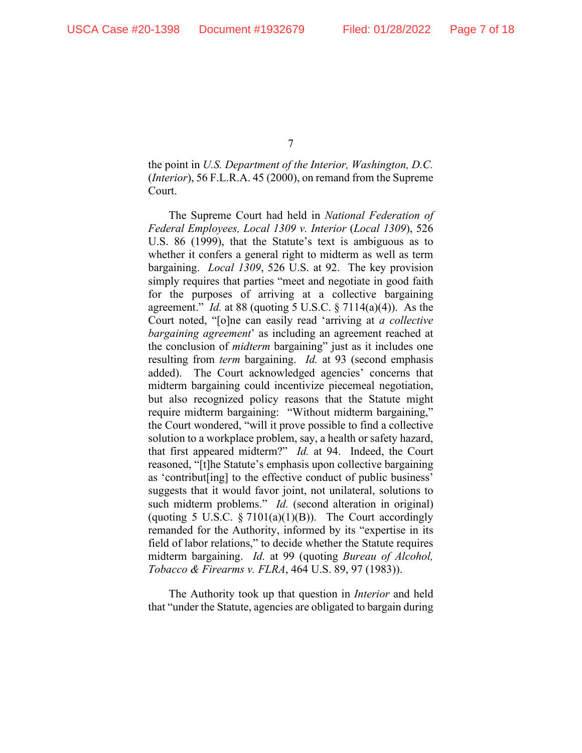the point in *U.S. Department of the Interior, Washington, D.C.* (*Interior*), 56 F.L.R.A. 45 (2000), on remand from the Supreme Court.

The Supreme Court had held in *National Federation of Federal Employees, Local 1309 v. Interior* (*Local 1309*), 526 U.S. 86 (1999), that the Statute's text is ambiguous as to whether it confers a general right to midterm as well as term bargaining. *Local 1309*, 526 U.S. at 92. The key provision simply requires that parties "meet and negotiate in good faith for the purposes of arriving at a collective bargaining agreement." *Id.* at 88 (quoting 5 U.S.C. § 7114(a)(4)). As the Court noted, "[o]ne can easily read 'arriving at *a collective bargaining agreement*' as including an agreement reached at the conclusion of *midterm* bargaining" just as it includes one resulting from *term* bargaining. *Id.* at 93 (second emphasis added). The Court acknowledged agencies' concerns that midterm bargaining could incentivize piecemeal negotiation, but also recognized policy reasons that the Statute might require midterm bargaining: "Without midterm bargaining," the Court wondered, "will it prove possible to find a collective solution to a workplace problem, say, a health or safety hazard, that first appeared midterm?" *Id.* at 94. Indeed, the Court reasoned, "[t]he Statute's emphasis upon collective bargaining as 'contribut[ing] to the effective conduct of public business' suggests that it would favor joint, not unilateral, solutions to such midterm problems." *Id.* (second alteration in original) (quoting 5 U.S.C. § 7101(a)(1)(B)). The Court accordingly remanded for the Authority, informed by its "expertise in its field of labor relations," to decide whether the Statute requires midterm bargaining. *Id.* at 99 (quoting *Bureau of Alcohol, Tobacco & Firearms v. FLRA*, 464 U.S. 89, 97 (1983)).

The Authority took up that question in *Interior* and held that "under the Statute, agencies are obligated to bargain during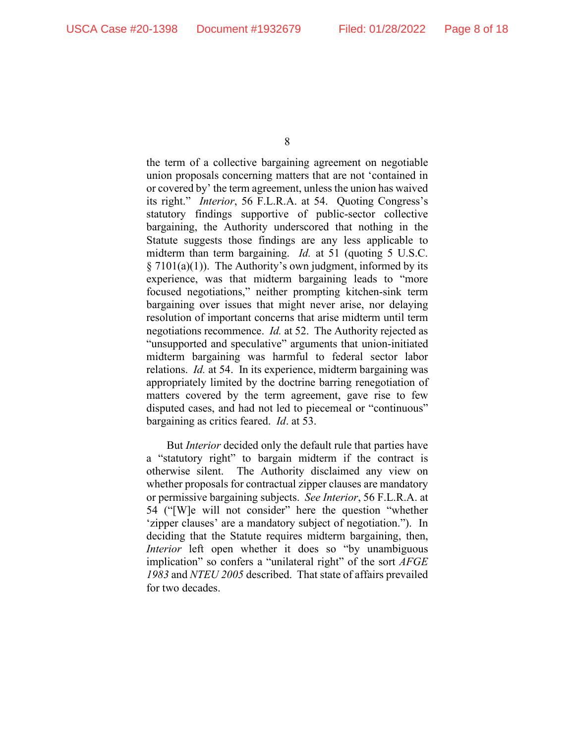the term of a collective bargaining agreement on negotiable union proposals concerning matters that are not 'contained in or covered by' the term agreement, unless the union has waived its right." *Interior*, 56 F.L.R.A. at 54. Quoting Congress's statutory findings supportive of public-sector collective bargaining, the Authority underscored that nothing in the Statute suggests those findings are any less applicable to midterm than term bargaining. *Id.* at 51 (quoting 5 U.S.C. § 7101(a)(1)). The Authority's own judgment, informed by its experience, was that midterm bargaining leads to "more focused negotiations," neither prompting kitchen-sink term bargaining over issues that might never arise, nor delaying resolution of important concerns that arise midterm until term negotiations recommence. *Id.* at 52. The Authority rejected as "unsupported and speculative" arguments that union-initiated midterm bargaining was harmful to federal sector labor relations. *Id.* at 54. In its experience, midterm bargaining was appropriately limited by the doctrine barring renegotiation of matters covered by the term agreement, gave rise to few disputed cases, and had not led to piecemeal or "continuous" bargaining as critics feared. *Id*. at 53.

But *Interior* decided only the default rule that parties have a "statutory right" to bargain midterm if the contract is otherwise silent. The Authority disclaimed any view on whether proposals for contractual zipper clauses are mandatory or permissive bargaining subjects. *See Interior*, 56 F.L.R.A. at 54 ("[W]e will not consider" here the question "whether 'zipper clauses' are a mandatory subject of negotiation."). In deciding that the Statute requires midterm bargaining, then, *Interior* left open whether it does so "by unambiguous implication" so confers a "unilateral right" of the sort *AFGE 1983* and *NTEU 2005* described. That state of affairs prevailed for two decades.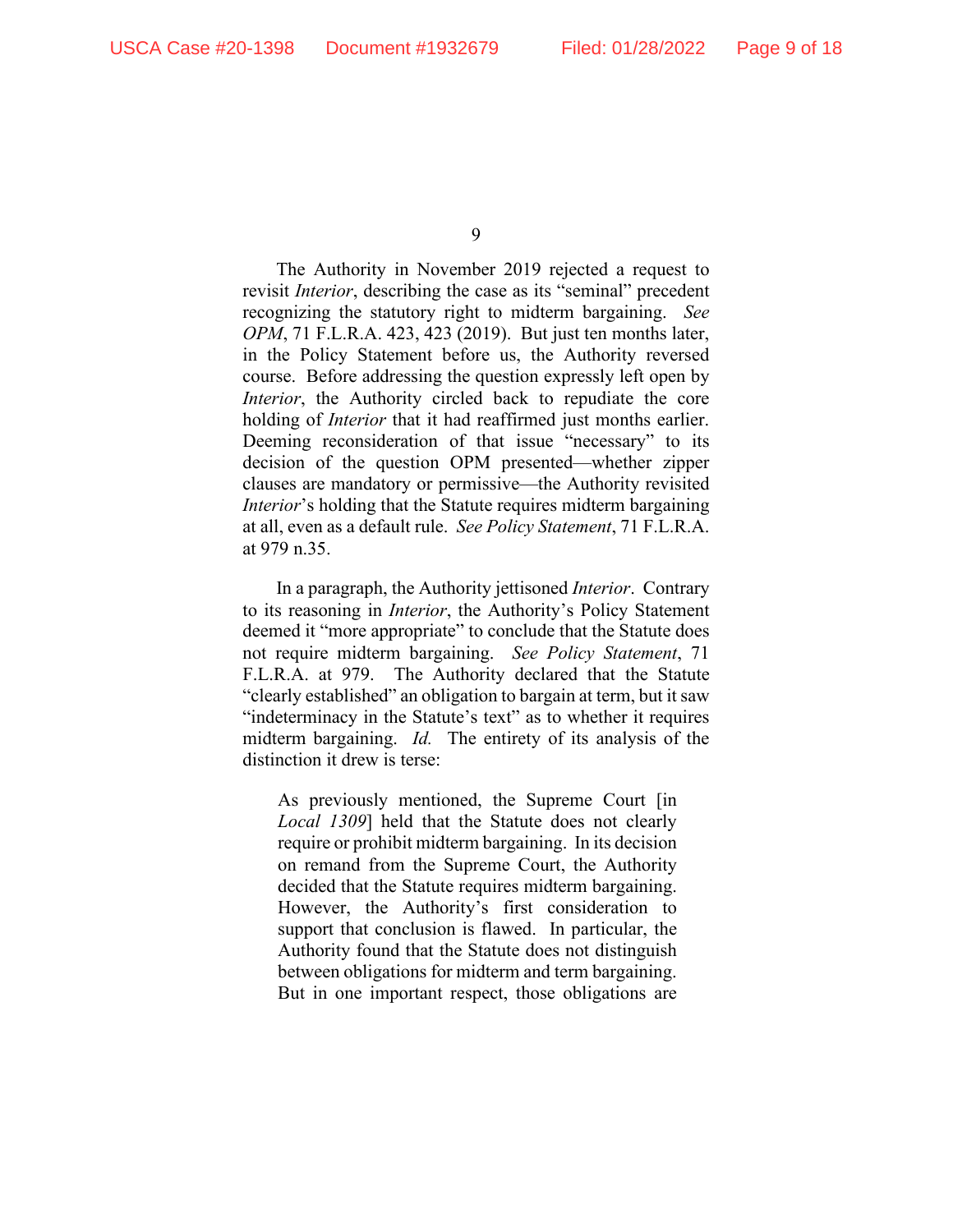The Authority in November 2019 rejected a request to revisit *Interior*, describing the case as its "seminal" precedent recognizing the statutory right to midterm bargaining. *See OPM*, 71 F.L.R.A. 423, 423 (2019). But just ten months later, in the Policy Statement before us, the Authority reversed course. Before addressing the question expressly left open by *Interior*, the Authority circled back to repudiate the core holding of *Interior* that it had reaffirmed just months earlier. Deeming reconsideration of that issue "necessary" to its decision of the question OPM presented—whether zipper clauses are mandatory or permissive—the Authority revisited *Interior*'s holding that the Statute requires midterm bargaining at all, even as a default rule. *See Policy Statement*, 71 F.L.R.A. at 979 n.35.

In a paragraph, the Authority jettisoned *Interior*. Contrary to its reasoning in *Interior*, the Authority's Policy Statement deemed it "more appropriate" to conclude that the Statute does not require midterm bargaining. *See Policy Statement*, 71 F.L.R.A. at 979. The Authority declared that the Statute "clearly established" an obligation to bargain at term, but it saw "indeterminacy in the Statute's text" as to whether it requires midterm bargaining. *Id.* The entirety of its analysis of the distinction it drew is terse:

> As previously mentioned, the Supreme Court [in *Local 1309*] held that the Statute does not clearly require or prohibit midterm bargaining. In its decision on remand from the Supreme Court, the Authority decided that the Statute requires midterm bargaining. However, the Authority's first consideration to support that conclusion is flawed. In particular, the Authority found that the Statute does not distinguish between obligations for midterm and term bargaining. But in one important respect, those obligations are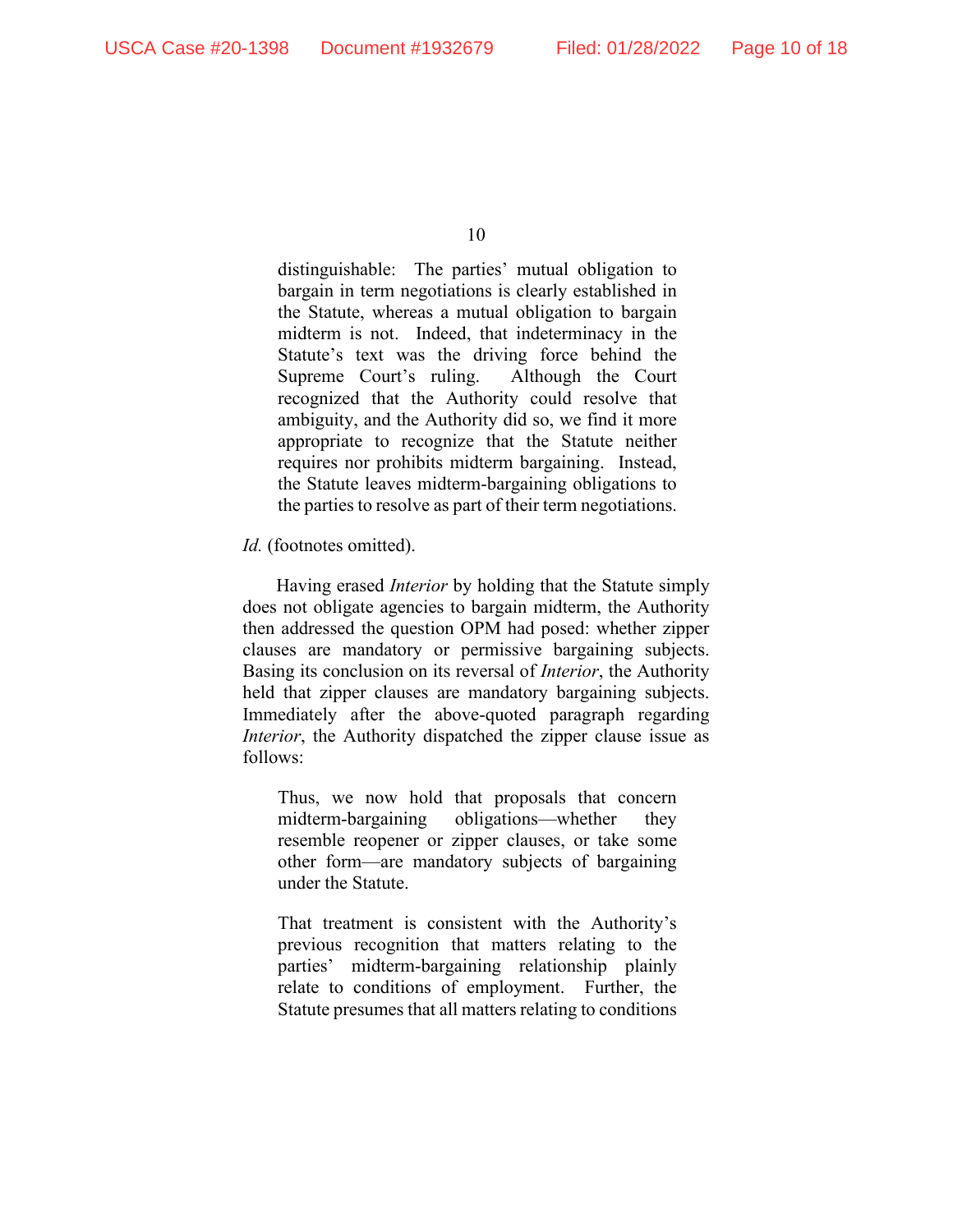> distinguishable: The parties' mutual obligation to bargain in term negotiations is clearly established in the Statute, whereas a mutual obligation to bargain midterm is not. Indeed, that indeterminacy in the Statute's text was the driving force behind the Supreme Court's ruling. Although the Court recognized that the Authority could resolve that ambiguity, and the Authority did so, we find it more appropriate to recognize that the Statute neither requires nor prohibits midterm bargaining. Instead, the Statute leaves midterm-bargaining obligations to the parties to resolve as part of their term negotiations.

*Id.* (footnotes omitted).

Having erased *Interior* by holding that the Statute simply does not obligate agencies to bargain midterm, the Authority then addressed the question OPM had posed: whether zipper clauses are mandatory or permissive bargaining subjects. Basing its conclusion on its reversal of *Interior*, the Authority held that zipper clauses are mandatory bargaining subjects. Immediately after the above-quoted paragraph regarding *Interior*, the Authority dispatched the zipper clause issue as follows:

> Thus, we now hold that proposals that concern midterm-bargaining obligations—whether they resemble reopener or zipper clauses, or take some other form—are mandatory subjects of bargaining under the Statute.
>
> That treatment is consistent with the Authority's previous recognition that matters relating to the parties' midterm-bargaining relationship plainly relate to conditions of employment. Further, the Statute presumes that all matters relating to conditions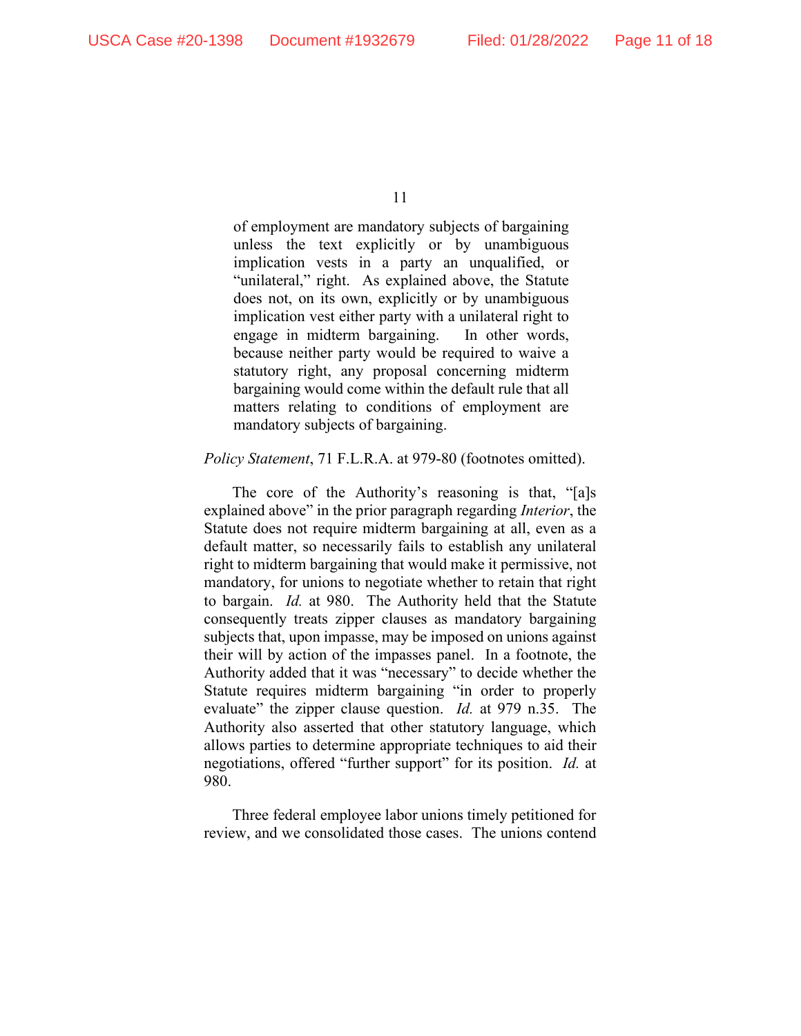> of employment are mandatory subjects of bargaining unless the text explicitly or by unambiguous implication vests in a party an unqualified, or "unilateral," right. As explained above, the Statute does not, on its own, explicitly or by unambiguous implication vest either party with a unilateral right to engage in midterm bargaining. In other words, because neither party would be required to waive a statutory right, any proposal concerning midterm bargaining would come within the default rule that all matters relating to conditions of employment are mandatory subjects of bargaining.

*Policy Statement*, 71 F.L.R.A. at 979-80 (footnotes omitted).

The core of the Authority's reasoning is that, "[a]s explained above" in the prior paragraph regarding *Interior*, the Statute does not require midterm bargaining at all, even as a default matter, so necessarily fails to establish any unilateral right to midterm bargaining that would make it permissive, not mandatory, for unions to negotiate whether to retain that right to bargain. *Id.* at 980. The Authority held that the Statute consequently treats zipper clauses as mandatory bargaining subjects that, upon impasse, may be imposed on unions against their will by action of the impasses panel. In a footnote, the Authority added that it was "necessary" to decide whether the Statute requires midterm bargaining "in order to properly evaluate" the zipper clause question. *Id.* at 979 n.35. The Authority also asserted that other statutory language, which allows parties to determine appropriate techniques to aid their negotiations, offered "further support" for its position. *Id.* at 980.

Three federal employee labor unions timely petitioned for review, and we consolidated those cases. The unions contend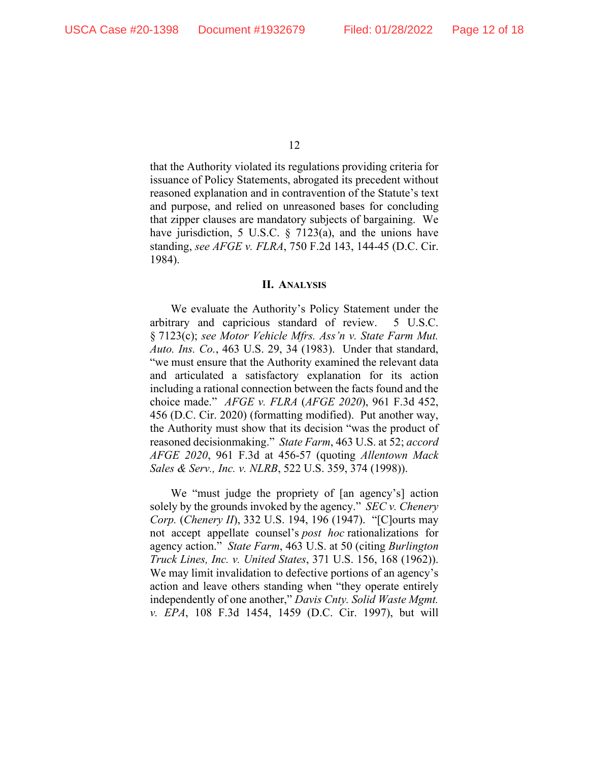that the Authority violated its regulations providing criteria for issuance of Policy Statements, abrogated its precedent without reasoned explanation and in contravention of the Statute's text and purpose, and relied on unreasoned bases for concluding that zipper clauses are mandatory subjects of bargaining. We have jurisdiction, 5 U.S.C. § 7123(a), and the unions have standing, *see AFGE v. FLRA*, 750 F.2d 143, 144-45 (D.C. Cir. 1984).

## II. Analysis

We evaluate the Authority's Policy Statement under the arbitrary and capricious standard of review. 5 U.S.C. § 7123(c); *see Motor Vehicle Mfrs. Ass'n v. State Farm Mut. Auto. Ins. Co.*, 463 U.S. 29, 34 (1983). Under that standard, "we must ensure that the Authority examined the relevant data and articulated a satisfactory explanation for its action including a rational connection between the facts found and the choice made." *AFGE v. FLRA* (*AFGE 2020*), 961 F.3d 452, 456 (D.C. Cir. 2020) (formatting modified). Put another way, the Authority must show that its decision "was the product of reasoned decisionmaking." *State Farm*, 463 U.S. at 52; *accord AFGE 2020*, 961 F.3d at 456-57 (quoting *Allentown Mack Sales & Serv., Inc. v. NLRB*, 522 U.S. 359, 374 (1998)).

We "must judge the propriety of [an agency's] action solely by the grounds invoked by the agency." *SEC v. Chenery Corp.* (*Chenery II*), 332 U.S. 194, 196 (1947). "[C]ourts may not accept appellate counsel's *post hoc* rationalizations for agency action." *State Farm*, 463 U.S. at 50 (citing *Burlington Truck Lines, Inc. v. United States*, 371 U.S. 156, 168 (1962)). We may limit invalidation to defective portions of an agency's action and leave others standing when "they operate entirely independently of one another," *Davis Cnty. Solid Waste Mgmt. v. EPA*, 108 F.3d 1454, 1459 (D.C. Cir. 1997), but will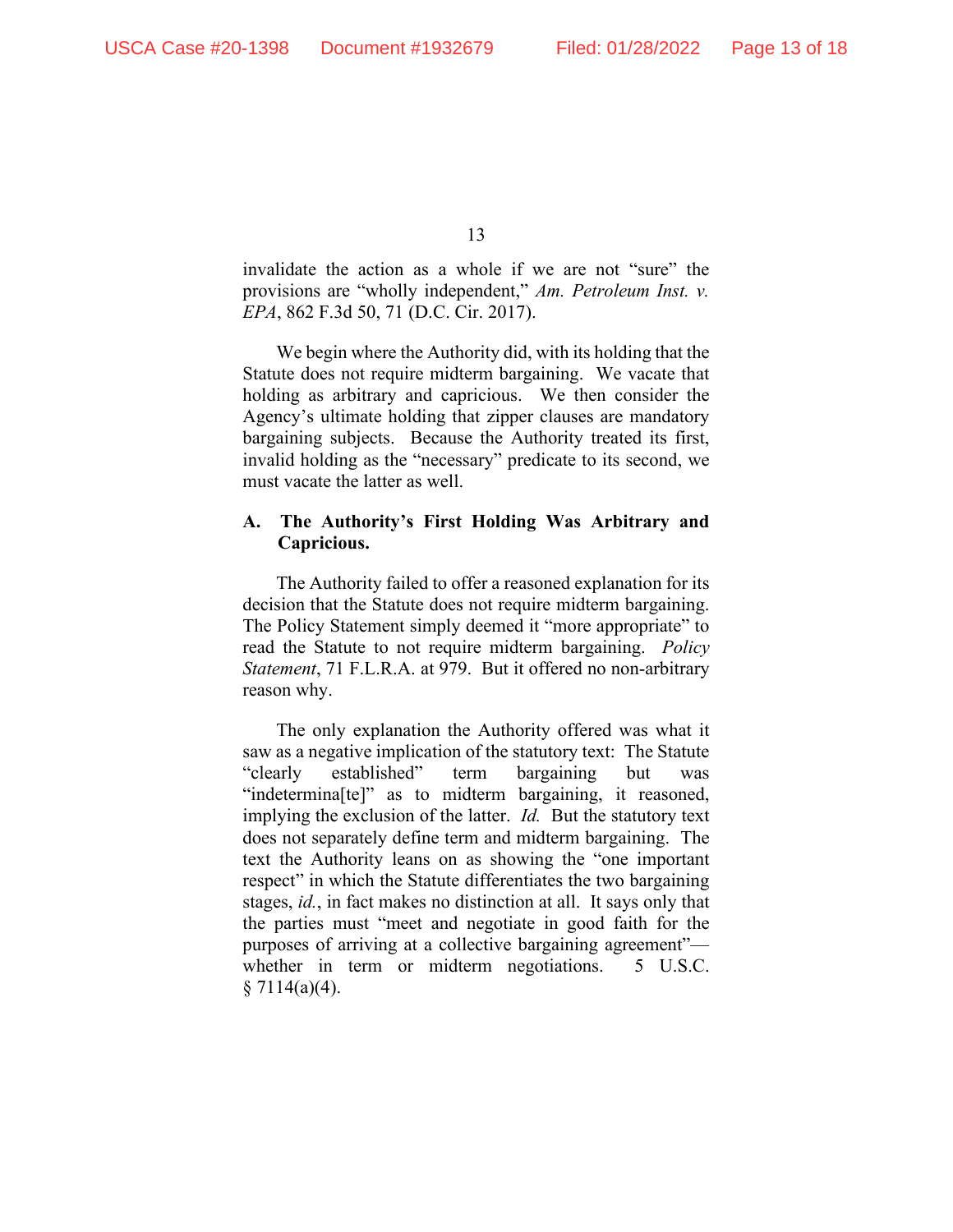invalidate the action as a whole if we are not "sure" the provisions are "wholly independent," *Am. Petroleum Inst. v. EPA*, 862 F.3d 50, 71 (D.C. Cir. 2017).

We begin where the Authority did, with its holding that the Statute does not require midterm bargaining. We vacate that holding as arbitrary and capricious. We then consider the Agency's ultimate holding that zipper clauses are mandatory bargaining subjects. Because the Authority treated its first, invalid holding as the "necessary" predicate to its second, we must vacate the latter as well.

### A. The Authority's First Holding Was Arbitrary and Capricious.

The Authority failed to offer a reasoned explanation for its decision that the Statute does not require midterm bargaining. The Policy Statement simply deemed it "more appropriate" to read the Statute to not require midterm bargaining. *Policy Statement*, 71 F.L.R.A. at 979. But it offered no non-arbitrary reason why.

The only explanation the Authority offered was what it saw as a negative implication of the statutory text: The Statute "clearly established" term bargaining but was "indetermina[te]" as to midterm bargaining, it reasoned, implying the exclusion of the latter. *Id.* But the statutory text does not separately define term and midterm bargaining. The text the Authority leans on as showing the "one important respect" in which the Statute differentiates the two bargaining stages, *id.*, in fact makes no distinction at all. It says only that the parties must "meet and negotiate in good faith for the purposes of arriving at a collective bargaining agreement"—whether in term or midterm negotiations. 5 U.S.C. § 7114(a)(4).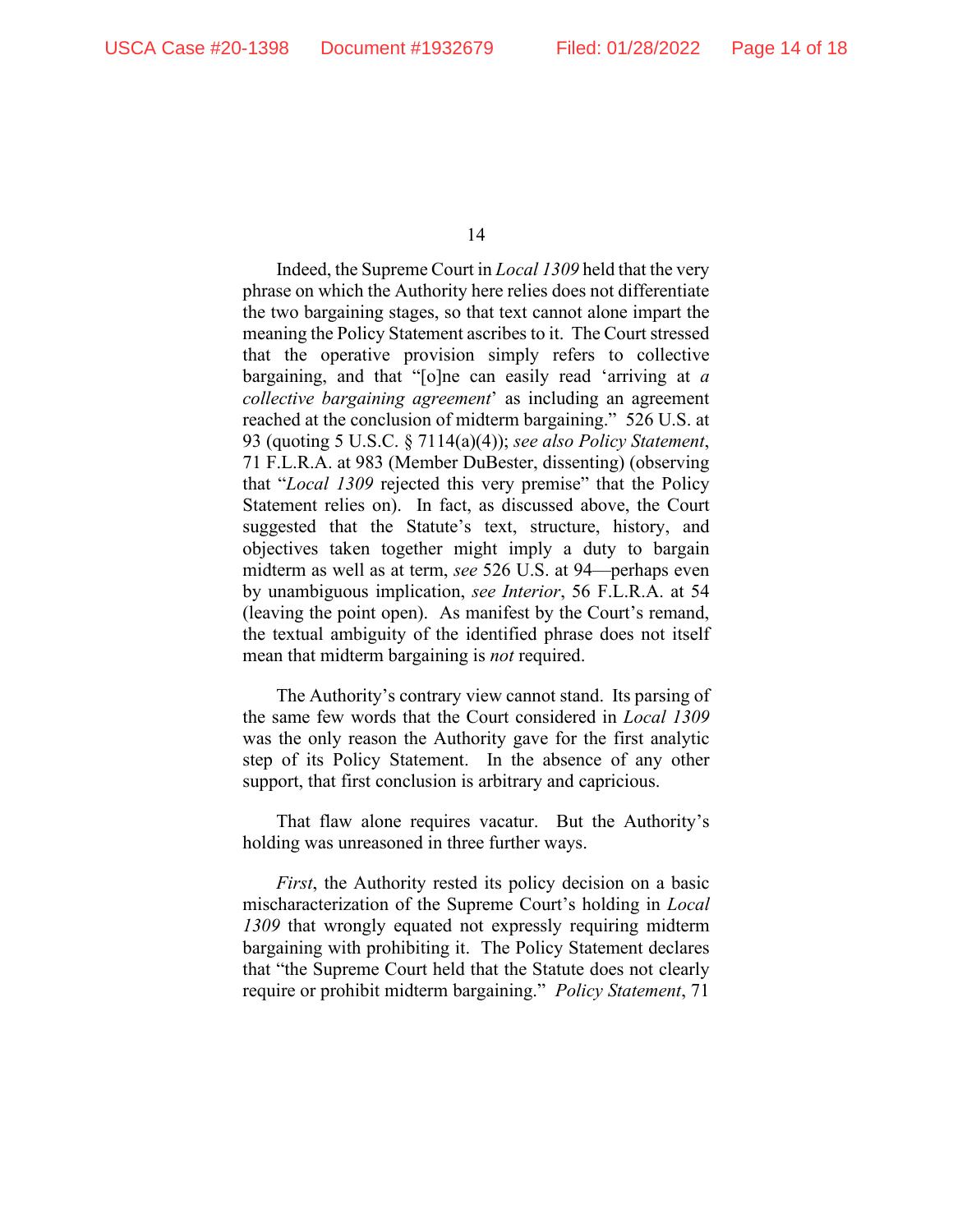Indeed, the Supreme Court in *Local 1309* held that the very phrase on which the Authority here relies does not differentiate the two bargaining stages, so that text cannot alone impart the meaning the Policy Statement ascribes to it. The Court stressed that the operative provision simply refers to collective bargaining, and that "[o]ne can easily read 'arriving at *a collective bargaining agreement*' as including an agreement reached at the conclusion of midterm bargaining." 526 U.S. at 93 (quoting 5 U.S.C. § 7114(a)(4)); *see also Policy Statement*, 71 F.L.R.A. at 983 (Member DuBester, dissenting) (observing that "*Local 1309* rejected this very premise" that the Policy Statement relies on). In fact, as discussed above, the Court suggested that the Statute's text, structure, history, and objectives taken together might imply a duty to bargain midterm as well as at term, *see* 526 U.S. at 94—perhaps even by unambiguous implication, *see Interior*, 56 F.L.R.A. at 54 (leaving the point open). As manifest by the Court's remand, the textual ambiguity of the identified phrase does not itself mean that midterm bargaining is *not* required.

The Authority's contrary view cannot stand. Its parsing of the same few words that the Court considered in *Local 1309* was the only reason the Authority gave for the first analytic step of its Policy Statement. In the absence of any other support, that first conclusion is arbitrary and capricious.

That flaw alone requires vacatur. But the Authority's holding was unreasoned in three further ways.

*First*, the Authority rested its policy decision on a basic mischaracterization of the Supreme Court's holding in *Local 1309* that wrongly equated not expressly requiring midterm bargaining with prohibiting it. The Policy Statement declares that "the Supreme Court held that the Statute does not clearly require or prohibit midterm bargaining." *Policy Statement*, 71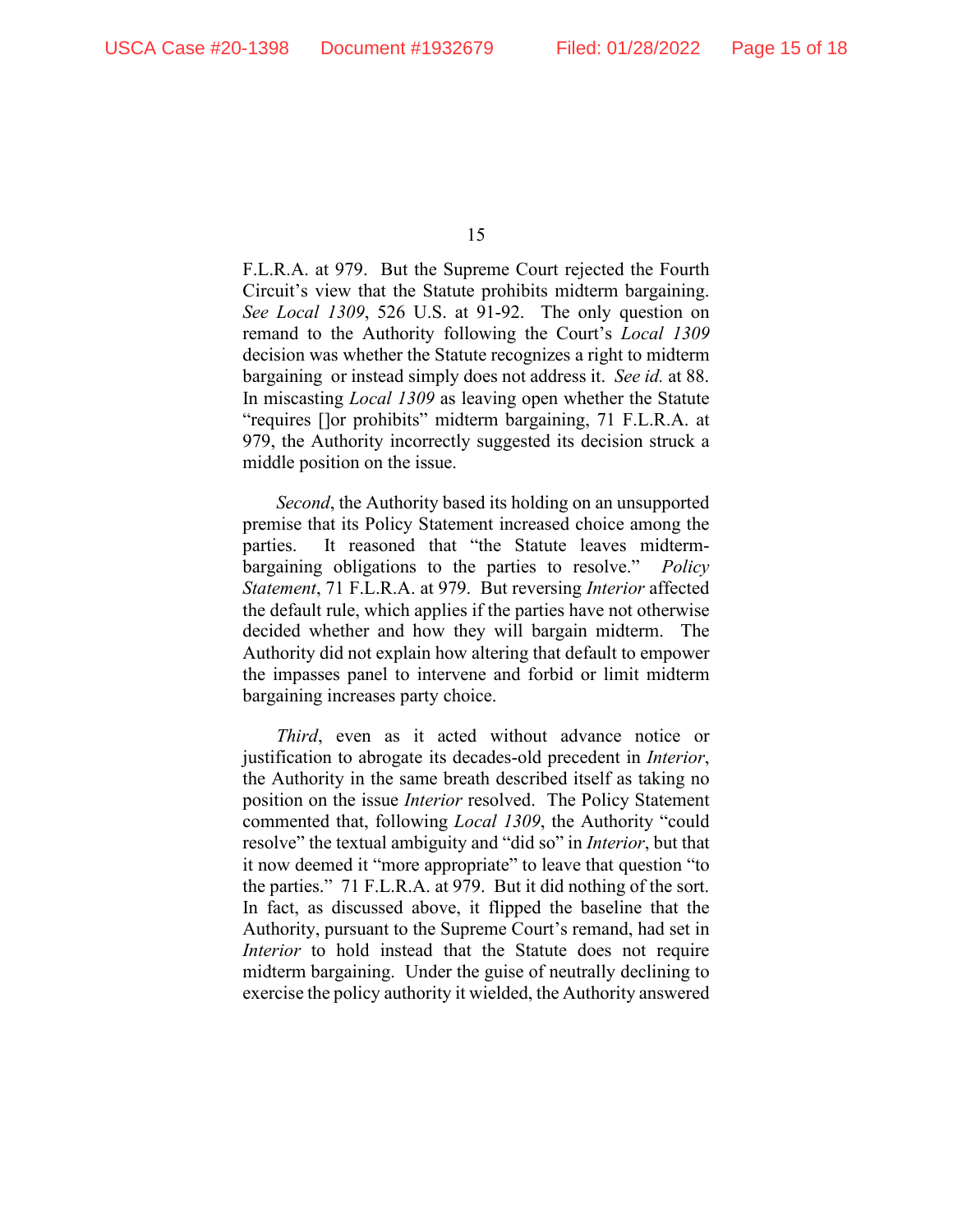F.L.R.A. at 979. But the Supreme Court rejected the Fourth Circuit's view that the Statute prohibits midterm bargaining. *See Local 1309*, 526 U.S. at 91-92. The only question on remand to the Authority following the Court's *Local 1309* decision was whether the Statute recognizes a right to midterm bargaining or instead simply does not address it. *See id.* at 88. In miscasting *Local 1309* as leaving open whether the Statute "requires []or prohibits" midterm bargaining, 71 F.L.R.A. at 979, the Authority incorrectly suggested its decision struck a middle position on the issue.

*Second*, the Authority based its holding on an unsupported premise that its Policy Statement increased choice among the parties. It reasoned that "the Statute leaves midterm-bargaining obligations to the parties to resolve." *Policy Statement*, 71 F.L.R.A. at 979. But reversing *Interior* affected the default rule, which applies if the parties have not otherwise decided whether and how they will bargain midterm. The Authority did not explain how altering that default to empower the impasses panel to intervene and forbid or limit midterm bargaining increases party choice.

*Third*, even as it acted without advance notice or justification to abrogate its decades-old precedent in *Interior*, the Authority in the same breath described itself as taking no position on the issue *Interior* resolved. The Policy Statement commented that, following *Local 1309*, the Authority "could resolve" the textual ambiguity and "did so" in *Interior*, but that it now deemed it "more appropriate" to leave that question "to the parties." 71 F.L.R.A. at 979. But it did nothing of the sort. In fact, as discussed above, it flipped the baseline that the Authority, pursuant to the Supreme Court's remand, had set in *Interior* to hold instead that the Statute does not require midterm bargaining. Under the guise of neutrally declining to exercise the policy authority it wielded, the Authority answered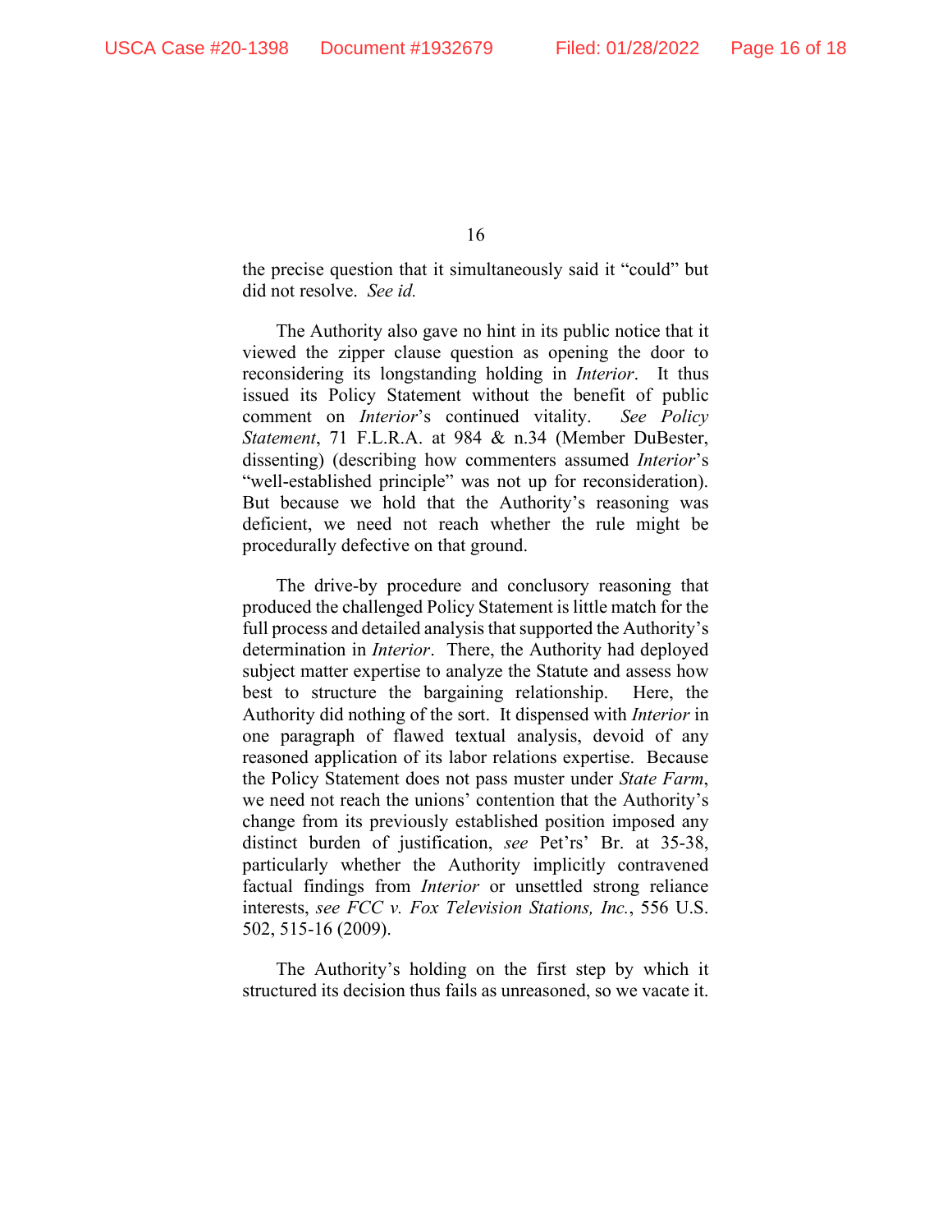the precise question that it simultaneously said it "could" but did not resolve. *See id.*

The Authority also gave no hint in its public notice that it viewed the zipper clause question as opening the door to reconsidering its longstanding holding in *Interior*. It thus issued its Policy Statement without the benefit of public comment on *Interior*'s continued vitality. *See Policy Statement*, 71 F.L.R.A. at 984 & n.34 (Member DuBester, dissenting) (describing how commenters assumed *Interior*'s "well-established principle" was not up for reconsideration). But because we hold that the Authority's reasoning was deficient, we need not reach whether the rule might be procedurally defective on that ground.

The drive-by procedure and conclusory reasoning that produced the challenged Policy Statement is little match for the full process and detailed analysis that supported the Authority's determination in *Interior*. There, the Authority had deployed subject matter expertise to analyze the Statute and assess how best to structure the bargaining relationship. Here, the Authority did nothing of the sort. It dispensed with *Interior* in one paragraph of flawed textual analysis, devoid of any reasoned application of its labor relations expertise. Because the Policy Statement does not pass muster under *State Farm*, we need not reach the unions' contention that the Authority's change from its previously established position imposed any distinct burden of justification, *see* Pet'rs' Br. at 35-38, particularly whether the Authority implicitly contravened factual findings from *Interior* or unsettled strong reliance interests, *see FCC v. Fox Television Stations, Inc.*, 556 U.S. 502, 515-16 (2009).

The Authority's holding on the first step by which it structured its decision thus fails as unreasoned, so we vacate it.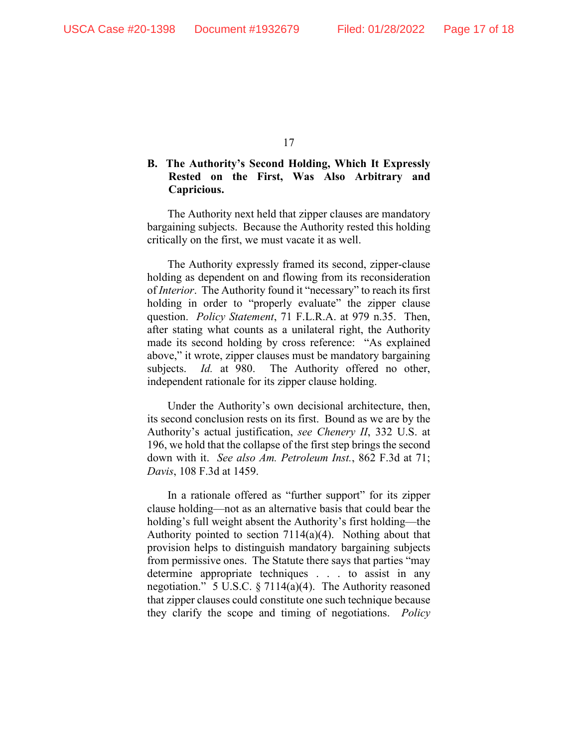### B. The Authority's Second Holding, Which It Expressly Rested on the First, Was Also Arbitrary and Capricious.

The Authority next held that zipper clauses are mandatory bargaining subjects. Because the Authority rested this holding critically on the first, we must vacate it as well.

The Authority expressly framed its second, zipper-clause holding as dependent on and flowing from its reconsideration of *Interior*. The Authority found it "necessary" to reach its first holding in order to "properly evaluate" the zipper clause question. *Policy Statement*, 71 F.L.R.A. at 979 n.35. Then, after stating what counts as a unilateral right, the Authority made its second holding by cross reference: "As explained above," it wrote, zipper clauses must be mandatory bargaining subjects. *Id.* at 980. The Authority offered no other, independent rationale for its zipper clause holding.

Under the Authority's own decisional architecture, then, its second conclusion rests on its first. Bound as we are by the Authority's actual justification, *see Chenery II*, 332 U.S. at 196, we hold that the collapse of the first step brings the second down with it. *See also Am. Petroleum Inst.*, 862 F.3d at 71; *Davis*, 108 F.3d at 1459.

In a rationale offered as "further support" for its zipper clause holding—not as an alternative basis that could bear the holding's full weight absent the Authority's first holding—the Authority pointed to section 7114(a)(4). Nothing about that provision helps to distinguish mandatory bargaining subjects from permissive ones. The Statute there says that parties "may determine appropriate techniques . . . to assist in any negotiation." 5 U.S.C. § 7114(a)(4). The Authority reasoned that zipper clauses could constitute one such technique because they clarify the scope and timing of negotiations. *Policy*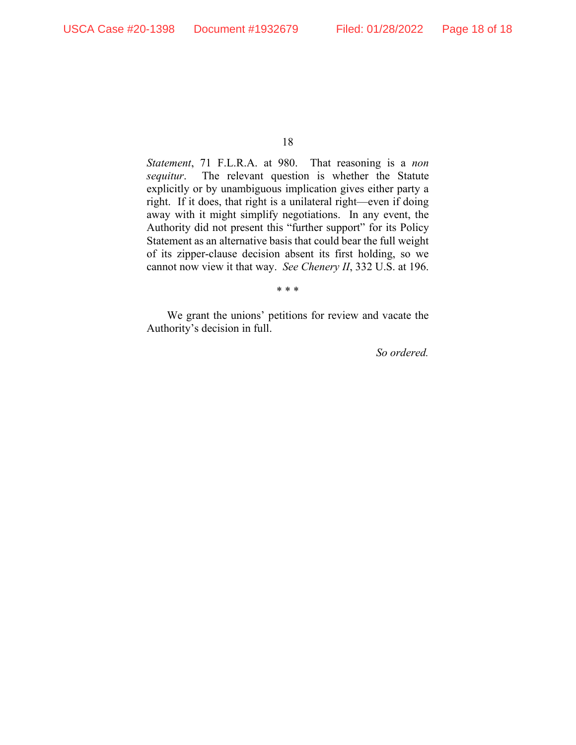*Statement*, 71 F.L.R.A. at 980. That reasoning is a *non sequitur*. The relevant question is whether the Statute explicitly or by unambiguous implication gives either party a right. If it does, that right is a unilateral right—even if doing away with it might simplify negotiations. In any event, the Authority did not present this "further support" for its Policy Statement as an alternative basis that could bear the full weight of its zipper-clause decision absent its first holding, so we cannot now view it that way. *See Chenery II*, 332 U.S. at 196.

\* \* \*

We grant the unions' petitions for review and vacate the Authority's decision in full.

*So ordered.*